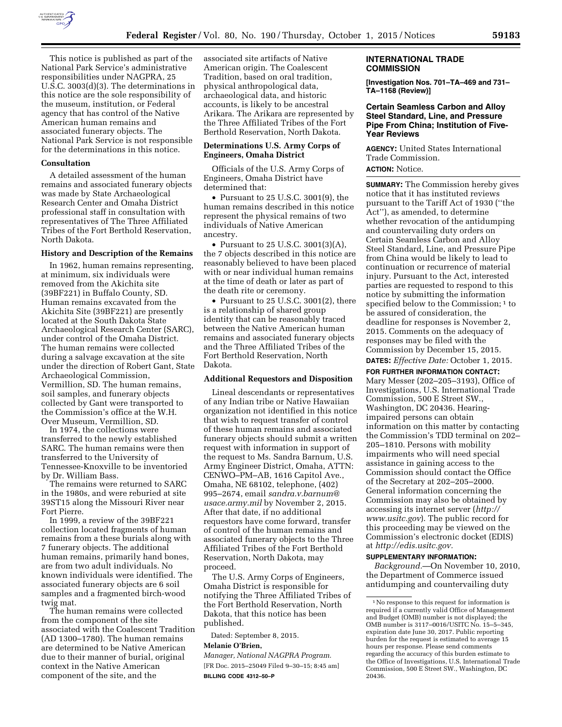This notice is published as part of the National Park Service's administrative responsibilities under NAGPRA, 25 U.S.C. 3003(d)(3). The determinations in this notice are the sole responsibility of the museum, institution, or Federal agency that has control of the Native American human remains and associated funerary objects. The National Park Service is not responsible for the determinations in this notice.

**Consultation**

A detailed assessment of the human remains and associated funerary objects was made by State Archaeological Research Center and Omaha District professional staff in consultation with representatives of The Three Affiliated Tribes of the Fort Berthold Reservation, North Dakota.

**History and Description of the Remains**

In 1962, human remains representing, at minimum, six individuals were removed from the Akichita site (39BF221) in Buffalo County, SD. Human remains excavated from the Akichita Site (39BF221) are presently located at the South Dakota State Archaeological Research Center (SARC), under control of the Omaha District. The human remains were collected during a salvage excavation at the site under the direction of Robert Gant, State Archaeological Commission, Vermillion, SD. The human remains, soil samples, and funerary objects collected by Gant were transported to the Commission's office at the W.H. Over Museum, Vermillion, SD.

In 1974, the collections were transferred to the newly established SARC. The human remains were then transferred to the University of Tennessee-Knoxville to be inventoried by Dr. William Bass.

The remains were returned to SARC in the 1980s, and were reburied at site 39ST15 along the Missouri River near Fort Pierre.

In 1999, a review of the 39BF221 collection located fragments of human remains from a these burials along with 7 funerary objects. The additional human remains, primarily hand bones, are from two adult individuals. No known individuals were identified. The associated funerary objects are 6 soil samples and a fragmented birch-wood twig mat.

The human remains were collected from the component of the site associated with the Coalescent Tradition (AD 1300–1780). The human remains are determined to be Native American due to their manner of burial, original context in the Native American component of the site, and the associated site artifacts of Native American origin. The Coalescent Tradition, based on oral tradition, physical anthropological data, archaeological data, and historic accounts, is likely to be ancestral Arikara. The Arikara are represented by the Three Affiliated Tribes of the Fort Berthold Reservation, North Dakota.

**Determinations U.S. Army Corps of Engineers, Omaha District**

Officials of the U.S. Army Corps of Engineers, Omaha District have determined that:

- Pursuant to 25 U.S.C. 3001(9), the human remains described in this notice represent the physical remains of two individuals of Native American ancestry.
- Pursuant to 25 U.S.C. 3001(3)(A), the 7 objects described in this notice are reasonably believed to have been placed with or near individual human remains at the time of death or later as part of the death rite or ceremony.
- Pursuant to 25 U.S.C. 3001(2), there is a relationship of shared group identity that can be reasonably traced between the Native American human remains and associated funerary objects and the Three Affiliated Tribes of the Fort Berthold Reservation, North Dakota.

**Additional Requestors and Disposition**

Lineal descendants or representatives of any Indian tribe or Native Hawaiian organization not identified in this notice that wish to request transfer of control of these human remains and associated funerary objects should submit a written request with information in support of the request to Ms. Sandra Barnum, U.S. Army Engineer District, Omaha, ATTN: CENWO–PM–AB, 1616 Capitol Ave., Omaha, NE 68102, telephone, (402) 995–2674, email *sandra.v.barnum@usace.army.mil* by November 2, 2015. After that date, if no additional requestors have come forward, transfer of control of the human remains and associated funerary objects to the Three Affiliated Tribes of the Fort Berthold Reservation, North Dakota, may proceed.

The U.S. Army Corps of Engineers, Omaha District is responsible for notifying the Three Affiliated Tribes of the Fort Berthold Reservation, North Dakota, that this notice has been published.

Dated: September 8, 2015.

**Melanie O'Brien,**

*Manager, National NAGPRA Program.*

[FR Doc. 2015–25049 Filed 9–30–15; 8:45 am]

**BILLING CODE 4312–50–P**

## INTERNATIONAL TRADE COMMISSION

**[Investigation Nos. 701–TA–469 and 731–TA–1168 (Review)]**

### Certain Seamless Carbon and Alloy Steel Standard, Line, and Pressure Pipe From China; Institution of Five-Year Reviews

**AGENCY:** United States International Trade Commission.

**ACTION:** Notice.

**SUMMARY:** The Commission hereby gives notice that it has instituted reviews pursuant to the Tariff Act of 1930 (''the Act''), as amended, to determine whether revocation of the antidumping and countervailing duty orders on Certain Seamless Carbon and Alloy Steel Standard, Line, and Pressure Pipe from China would be likely to lead to continuation or recurrence of material injury. Pursuant to the Act, interested parties are requested to respond to this notice by submitting the information specified below to the Commission;[1] to be assured of consideration, the deadline for responses is November 2, 2015. Comments on the adequacy of responses may be filed with the Commission by December 15, 2015.

**DATES:** *Effective Date:* October 1, 2015.

**FOR FURTHER INFORMATION CONTACT:** Mary Messer (202–205–3193), Office of Investigations, U.S. International Trade Commission, 500 E Street SW., Washington, DC 20436. Hearing-impaired persons can obtain information on this matter by contacting the Commission's TDD terminal on 202–205–1810. Persons with mobility impairments who will need special assistance in gaining access to the Commission should contact the Office of the Secretary at 202–205–2000. General information concerning the Commission may also be obtained by accessing its internet server (*http://www.usitc.gov*). The public record for this proceeding may be viewed on the Commission's electronic docket (EDIS) at *http://edis.usitc.gov.*

**SUPPLEMENTARY INFORMATION:**

*Background.*—On November 10, 2010, the Department of Commerce issued antidumping and countervailing duty

[1] No response to this request for information is required if a currently valid Office of Management and Budget (OMB) number is not displayed; the OMB number is 3117–0016/USITC No. 15–5–345, expiration date June 30, 2017. Public reporting burden for the request is estimated to average 15 hours per response. Please send comments regarding the accuracy of this burden estimate to the Office of Investigations, U.S. International Trade Commission, 500 E Street SW., Washington, DC 20436.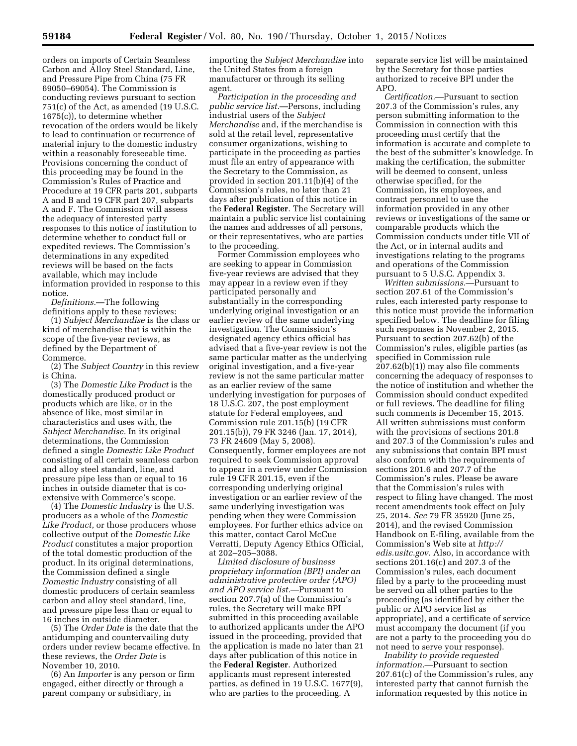orders on imports of Certain Seamless Carbon and Alloy Steel Standard, Line, and Pressure Pipe from China (75 FR 69050–69054). The Commission is conducting reviews pursuant to section 751(c) of the Act, as amended (19 U.S.C. 1675(c)), to determine whether revocation of the orders would be likely to lead to continuation or recurrence of material injury to the domestic industry within a reasonably foreseeable time. Provisions concerning the conduct of this proceeding may be found in the Commission's Rules of Practice and Procedure at 19 CFR parts 201, subparts A and B and 19 CFR part 207, subparts A and F. The Commission will assess the adequacy of interested party responses to this notice of institution to determine whether to conduct full or expedited reviews. The Commission's determinations in any expedited reviews will be based on the facts available, which may include information provided in response to this notice.

*Definitions.*—The following definitions apply to these reviews:

(1) *Subject Merchandise* is the class or kind of merchandise that is within the scope of the five-year reviews, as defined by the Department of Commerce.

(2) The *Subject Country* in this review is China.

(3) The *Domestic Like Product* is the domestically produced product or products which are like, or in the absence of like, most similar in characteristics and uses with, the *Subject Merchandise.* In its original determinations, the Commission defined a single *Domestic Like Product* consisting of all certain seamless carbon and alloy steel standard, line, and pressure pipe less than or equal to 16 inches in outside diameter that is co-extensive with Commerce's scope.

(4) The *Domestic Industry* is the U.S. producers as a whole of the *Domestic Like Product*, or those producers whose collective output of the *Domestic Like Product* constitutes a major proportion of the total domestic production of the product. In its original determinations, the Commission defined a single *Domestic Industry* consisting of all domestic producers of certain seamless carbon and alloy steel standard, line, and pressure pipe less than or equal to 16 inches in outside diameter.

(5) The *Order Date* is the date that the antidumping and countervailing duty orders under review became effective. In these reviews, the *Order Date* is November 10, 2010.

(6) An *Importer* is any person or firm engaged, either directly or through a parent company or subsidiary, in importing the *Subject Merchandise* into the United States from a foreign manufacturer or through its selling agent.

*Participation in the proceeding and public service list.*—Persons, including industrial users of the *Subject Merchandise* and, if the merchandise is sold at the retail level, representative consumer organizations, wishing to participate in the proceeding as parties must file an entry of appearance with the Secretary to the Commission, as provided in section 201.11(b)(4) of the Commission's rules, no later than 21 days after publication of this notice in the **Federal Register**. The Secretary will maintain a public service list containing the names and addresses of all persons, or their representatives, who are parties to the proceeding.

Former Commission employees who are seeking to appear in Commission five-year reviews are advised that they may appear in a review even if they participated personally and substantially in the corresponding underlying original investigation or an earlier review of the same underlying investigation. The Commission's designated agency ethics official has advised that a five-year review is not the same particular matter as the underlying original investigation, and a five-year review is not the same particular matter as an earlier review of the same underlying investigation for purposes of 18 U.S.C. 207, the post employment statute for Federal employees, and Commission rule 201.15(b) (19 CFR 201.15(b)), 79 FR 3246 (Jan. 17, 2014), 73 FR 24609 (May 5, 2008). Consequently, former employees are not required to seek Commission approval to appear in a review under Commission rule 19 CFR 201.15, even if the corresponding underlying original investigation or an earlier review of the same underlying investigation was pending when they were Commission employees. For further ethics advice on this matter, contact Carol McCue Verratti, Deputy Agency Ethics Official, at 202–205–3088.

*Limited disclosure of business proprietary information (BPI) under an administrative protective order (APO) and APO service list.*—Pursuant to section 207.7(a) of the Commission's rules, the Secretary will make BPI submitted in this proceeding available to authorized applicants under the APO issued in the proceeding, provided that the application is made no later than 21 days after publication of this notice in the **Federal Register**. Authorized applicants must represent interested parties, as defined in 19 U.S.C. 1677(9), who are parties to the proceeding. A separate service list will be maintained by the Secretary for those parties authorized to receive BPI under the APO.

*Certification.*—Pursuant to section 207.3 of the Commission's rules, any person submitting information to the Commission in connection with this proceeding must certify that the information is accurate and complete to the best of the submitter's knowledge. In making the certification, the submitter will be deemed to consent, unless otherwise specified, for the Commission, its employees, and contract personnel to use the information provided in any other reviews or investigations of the same or comparable products which the Commission conducts under title VII of the Act, or in internal audits and investigations relating to the programs and operations of the Commission pursuant to 5 U.S.C. Appendix 3.

*Written submissions.*—Pursuant to section 207.61 of the Commission's rules, each interested party response to this notice must provide the information specified below. The deadline for filing such responses is November 2, 2015. Pursuant to section 207.62(b) of the Commission's rules, eligible parties (as specified in Commission rule 207.62(b)(1)) may also file comments concerning the adequacy of responses to the notice of institution and whether the Commission should conduct expedited or full reviews. The deadline for filing such comments is December 15, 2015. All written submissions must conform with the provisions of sections 201.8 and 207.3 of the Commission's rules and any submissions that contain BPI must also conform with the requirements of sections 201.6 and 207.7 of the Commission's rules. Please be aware that the Commission's rules with respect to filing have changed. The most recent amendments took effect on July 25, 2014. *See* 79 FR 35920 (June 25, 2014), and the revised Commission Handbook on E-filing, available from the Commission's Web site at *http://edis.usitc.gov.* Also, in accordance with sections 201.16(c) and 207.3 of the Commission's rules, each document filed by a party to the proceeding must be served on all other parties to the proceeding (as identified by either the public or APO service list as appropriate), and a certificate of service must accompany the document (if you are not a party to the proceeding you do not need to serve your response).

*Inability to provide requested information.*—Pursuant to section 207.61(c) of the Commission's rules, any interested party that cannot furnish the information requested by this notice in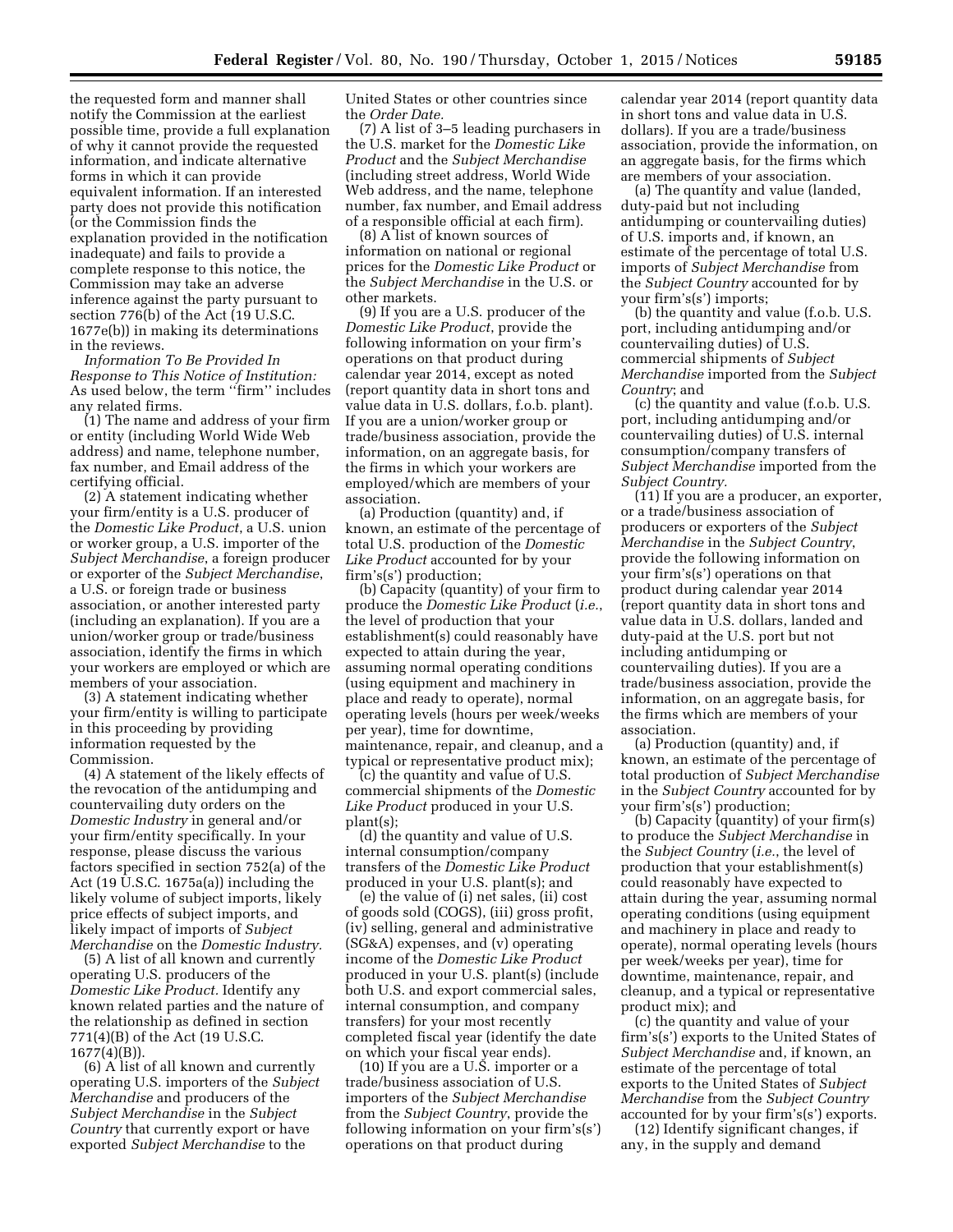the requested form and manner shall notify the Commission at the earliest possible time, provide a full explanation of why it cannot provide the requested information, and indicate alternative forms in which it can provide equivalent information. If an interested party does not provide this notification (or the Commission finds the explanation provided in the notification inadequate) and fails to provide a complete response to this notice, the Commission may take an adverse inference against the party pursuant to section 776(b) of the Act (19 U.S.C. 1677e(b)) in making its determinations in the reviews.

*Information To Be Provided In Response to This Notice of Institution:* As used below, the term ''firm'' includes any related firms.

(1) The name and address of your firm or entity (including World Wide Web address) and name, telephone number, fax number, and Email address of the certifying official.

(2) A statement indicating whether your firm/entity is a U.S. producer of the *Domestic Like Product*, a U.S. union or worker group, a U.S. importer of the *Subject Merchandise*, a foreign producer or exporter of the *Subject Merchandise*, a U.S. or foreign trade or business association, or another interested party (including an explanation). If you are a union/worker group or trade/business association, identify the firms in which your workers are employed or which are members of your association.

(3) A statement indicating whether your firm/entity is willing to participate in this proceeding by providing information requested by the Commission.

(4) A statement of the likely effects of the revocation of the antidumping and countervailing duty orders on the *Domestic Industry* in general and/or your firm/entity specifically. In your response, please discuss the various factors specified in section 752(a) of the Act (19 U.S.C. 1675a(a)) including the likely volume of subject imports, likely price effects of subject imports, and likely impact of imports of *Subject Merchandise* on the *Domestic Industry.*

(5) A list of all known and currently operating U.S. producers of the *Domestic Like Product.* Identify any known related parties and the nature of the relationship as defined in section 771(4)(B) of the Act (19 U.S.C. 1677(4)(B)).

(6) A list of all known and currently operating U.S. importers of the *Subject Merchandise* and producers of the *Subject Merchandise* in the *Subject Country* that currently export or have exported *Subject Merchandise* to the United States or other countries since the *Order Date.*

(7) A list of 3–5 leading purchasers in the U.S. market for the *Domestic Like Product* and the *Subject Merchandise* (including street address, World Wide Web address, and the name, telephone number, fax number, and Email address of a responsible official at each firm).

(8) A list of known sources of information on national or regional prices for the *Domestic Like Product* or the *Subject Merchandise* in the U.S. or other markets.

(9) If you are a U.S. producer of the *Domestic Like Product*, provide the following information on your firm's operations on that product during calendar year 2014, except as noted (report quantity data in short tons and value data in U.S. dollars, f.o.b. plant). If you are a union/worker group or trade/business association, provide the information, on an aggregate basis, for the firms in which your workers are employed/which are members of your association.

(a) Production (quantity) and, if known, an estimate of the percentage of total U.S. production of the *Domestic Like Product* accounted for by your firm's(s') production;

(b) Capacity (quantity) of your firm to produce the *Domestic Like Product* (*i.e.*, the level of production that your establishment(s) could reasonably have expected to attain during the year, assuming normal operating conditions (using equipment and machinery in place and ready to operate), normal operating levels (hours per week/weeks per year), time for downtime, maintenance, repair, and cleanup, and a typical or representative product mix);

(c) the quantity and value of U.S. commercial shipments of the *Domestic Like Product* produced in your U.S. plant(s);

(d) the quantity and value of U.S. internal consumption/company transfers of the *Domestic Like Product* produced in your U.S. plant(s); and

(e) the value of (i) net sales, (ii) cost of goods sold (COGS), (iii) gross profit, (iv) selling, general and administrative (SG&A) expenses, and (v) operating income of the *Domestic Like Product* produced in your U.S. plant(s) (include both U.S. and export commercial sales, internal consumption, and company transfers) for your most recently completed fiscal year (identify the date on which your fiscal year ends).

(10) If you are a U.S. importer or a trade/business association of U.S. importers of the *Subject Merchandise* from the *Subject Country*, provide the following information on your firm's(s') operations on that product during calendar year 2014 (report quantity data in short tons and value data in U.S. dollars). If you are a trade/business association, provide the information, on an aggregate basis, for the firms which are members of your association.

(a) The quantity and value (landed, duty-paid but not including antidumping or countervailing duties) of U.S. imports and, if known, an estimate of the percentage of total U.S. imports of *Subject Merchandise* from the *Subject Country* accounted for by your firm's(s') imports;

(b) the quantity and value (f.o.b. U.S. port, including antidumping and/or countervailing duties) of U.S. commercial shipments of *Subject Merchandise* imported from the *Subject Country*; and

(c) the quantity and value (f.o.b. U.S. port, including antidumping and/or countervailing duties) of U.S. internal consumption/company transfers of *Subject Merchandise* imported from the *Subject Country.*

(11) If you are a producer, an exporter, or a trade/business association of producers or exporters of the *Subject Merchandise* in the *Subject Country*, provide the following information on your firm's(s') operations on that product during calendar year 2014 (report quantity data in short tons and value data in U.S. dollars, landed and duty-paid at the U.S. port but not including antidumping or countervailing duties). If you are a trade/business association, provide the information, on an aggregate basis, for the firms which are members of your association.

(a) Production (quantity) and, if known, an estimate of the percentage of total production of *Subject Merchandise* in the *Subject Country* accounted for by your firm's(s') production;

(b) Capacity (quantity) of your firm(s) to produce the *Subject Merchandise* in the *Subject Country* (*i.e.*, the level of production that your establishment(s) could reasonably have expected to attain during the year, assuming normal operating conditions (using equipment and machinery in place and ready to operate), normal operating levels (hours per week/weeks per year), time for downtime, maintenance, repair, and cleanup, and a typical or representative product mix); and

(c) the quantity and value of your firm's(s') exports to the United States of *Subject Merchandise* and, if known, an estimate of the percentage of total exports to the United States of *Subject Merchandise* from the *Subject Country* accounted for by your firm's(s') exports.

(12) Identify significant changes, if any, in the supply and demand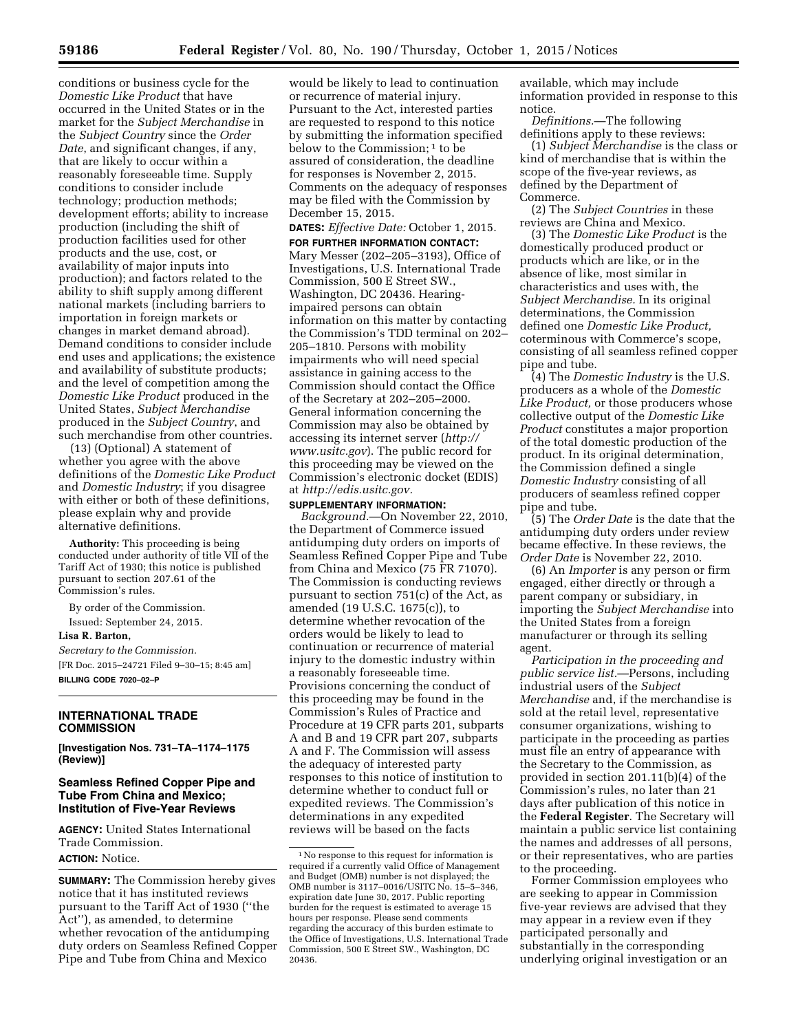conditions or business cycle for the *Domestic Like Product* that have occurred in the United States or in the market for the *Subject Merchandise* in the *Subject Country* since the *Order Date*, and significant changes, if any, that are likely to occur within a reasonably foreseeable time. Supply conditions to consider include technology; production methods; development efforts; ability to increase production (including the shift of production facilities used for other products and the use, cost, or availability of major inputs into production); and factors related to the ability to shift supply among different national markets (including barriers to importation in foreign markets or changes in market demand abroad). Demand conditions to consider include end uses and applications; the existence and availability of substitute products; and the level of competition among the *Domestic Like Product* produced in the United States, *Subject Merchandise* produced in the *Subject Country*, and such merchandise from other countries.

(13) (Optional) A statement of whether you agree with the above definitions of the *Domestic Like Product* and *Domestic Industry*; if you disagree with either or both of these definitions, please explain why and provide alternative definitions.

**Authority:** This proceeding is being conducted under authority of title VII of the Tariff Act of 1930; this notice is published pursuant to section 207.61 of the Commission's rules.

By order of the Commission.

Issued: September 24, 2015.

**Lisa R. Barton,**

*Secretary to the Commission.*

[FR Doc. 2015–24721 Filed 9–30–15; 8:45 am]

**BILLING CODE 7020–02–P**

## INTERNATIONAL TRADE COMMISSION

**[Investigation Nos. 731–TA–1174–1175 (Review)]**

### Seamless Refined Copper Pipe and Tube From China and Mexico; Institution of Five-Year Reviews

**AGENCY:** United States International Trade Commission.

**ACTION:** Notice.

**SUMMARY:** The Commission hereby gives notice that it has instituted reviews pursuant to the Tariff Act of 1930 (''the Act''), as amended, to determine whether revocation of the antidumping duty orders on Seamless Refined Copper Pipe and Tube from China and Mexico would be likely to lead to continuation or recurrence of material injury. Pursuant to the Act, interested parties are requested to respond to this notice by submitting the information specified below to the Commission;[1] to be assured of consideration, the deadline for responses is November 2, 2015. Comments on the adequacy of responses may be filed with the Commission by December 15, 2015.

**DATES:** *Effective Date:* October 1, 2015.

**FOR FURTHER INFORMATION CONTACT:** Mary Messer (202–205–3193), Office of Investigations, U.S. International Trade Commission, 500 E Street SW., Washington, DC 20436. Hearing-impaired persons can obtain information on this matter by contacting the Commission's TDD terminal on 202–205–1810. Persons with mobility impairments who will need special assistance in gaining access to the Commission should contact the Office of the Secretary at 202–205–2000. General information concerning the Commission may also be obtained by accessing its internet server (*http://www.usitc.gov*). The public record for this proceeding may be viewed on the Commission's electronic docket (EDIS) at *http://edis.usitc.gov.*

**SUPPLEMENTARY INFORMATION:**

*Background.*—On November 22, 2010, the Department of Commerce issued antidumping duty orders on imports of Seamless Refined Copper Pipe and Tube from China and Mexico (75 FR 71070). The Commission is conducting reviews pursuant to section 751(c) of the Act, as amended (19 U.S.C. 1675(c)), to determine whether revocation of the orders would be likely to lead to continuation or recurrence of material injury to the domestic industry within a reasonably foreseeable time. Provisions concerning the conduct of this proceeding may be found in the Commission's Rules of Practice and Procedure at 19 CFR parts 201, subparts A and B and 19 CFR part 207, subparts A and F. The Commission will assess the adequacy of interested party responses to this notice of institution to determine whether to conduct full or expedited reviews. The Commission's determinations in any expedited reviews will be based on the facts available, which may include information provided in response to this notice.

[1] No response to this request for information is required if a currently valid Office of Management and Budget (OMB) number is not displayed; the OMB number is 3117–0016/USITC No. 15–5–346, expiration date June 30, 2017. Public reporting burden for the request is estimated to average 15 hours per response. Please send comments regarding the accuracy of this burden estimate to the Office of Investigations, U.S. International Trade Commission, 500 E Street SW., Washington, DC 20436.

*Definitions.*—The following definitions apply to these reviews:

(1) *Subject Merchandise* is the class or kind of merchandise that is within the scope of the five-year reviews, as defined by the Department of Commerce.

(2) The *Subject Countries* in these reviews are China and Mexico.

(3) The *Domestic Like Product* is the domestically produced product or products which are like, or in the absence of like, most similar in characteristics and uses with, the *Subject Merchandise.* In its original determinations, the Commission defined one *Domestic Like Product,* coterminous with Commerce's scope, consisting of all seamless refined copper pipe and tube.

(4) The *Domestic Industry* is the U.S. producers as a whole of the *Domestic Like Product,* or those producers whose collective output of the *Domestic Like Product* constitutes a major proportion of the total domestic production of the product. In its original determination, the Commission defined a single *Domestic Industry* consisting of all producers of seamless refined copper pipe and tube.

(5) The *Order Date* is the date that the antidumping duty orders under review became effective. In these reviews, the *Order Date* is November 22, 2010.

(6) An *Importer* is any person or firm engaged, either directly or through a parent company or subsidiary, in importing the *Subject Merchandise* into the United States from a foreign manufacturer or through its selling agent.

*Participation in the proceeding and public service list.*—Persons, including industrial users of the *Subject Merchandise* and, if the merchandise is sold at the retail level, representative consumer organizations, wishing to participate in the proceeding as parties must file an entry of appearance with the Secretary to the Commission, as provided in section 201.11(b)(4) of the Commission's rules, no later than 21 days after publication of this notice in the **Federal Register**. The Secretary will maintain a public service list containing the names and addresses of all persons, or their representatives, who are parties to the proceeding.

Former Commission employees who are seeking to appear in Commission five-year reviews are advised that they may appear in a review even if they participated personally and substantially in the corresponding underlying original investigation or an